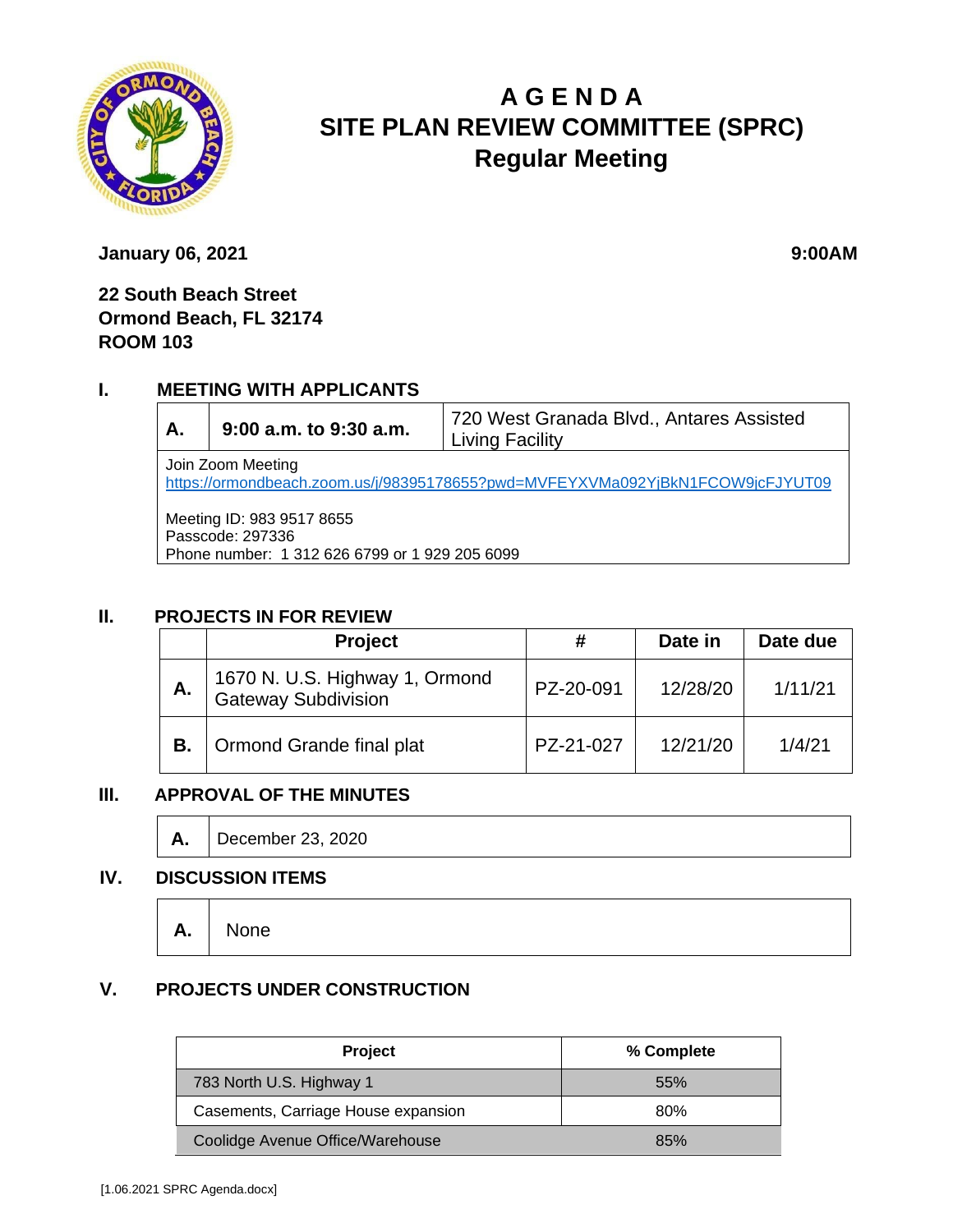# AGENDA
# SITE PLAN REVIEW COMMITTEE (SPRC)
## Regular Meeting

**January 06, 2021** **9:00AM**

**22 South Beach Street**
**Ormond Beach, FL 32174**
**ROOM 103**

## I. MEETING WITH APPLICANTS

| A. | 9:00 a.m. to 9:30 a.m. | 720 West Granada Blvd., Antares Assisted Living Facility |
|---|---|---|

Join Zoom Meeting
https://ormondbeach.zoom.us/j/98395178655?pwd=MVFEYXVMa092YjBkN1FCOW9jcFJYUT09

Meeting ID: 983 9517 8655
Passcode: 297336
Phone number: 1 312 626 6799 or 1 929 205 6099

## II. PROJECTS IN FOR REVIEW

| | Project | # | Date in | Date due |
|---|---|---|---|---|
| A. | 1670 N. U.S. Highway 1, Ormond Gateway Subdivision | PZ-20-091 | 12/28/20 | 1/11/21 |
| B. | Ormond Grande final plat | PZ-21-027 | 12/21/20 | 1/4/21 |

## III. APPROVAL OF THE MINUTES

| A. | December 23, 2020 |
|---|---|

## IV. DISCUSSION ITEMS

| A. | None |
|---|---|

## V. PROJECTS UNDER CONSTRUCTION

| Project | % Complete |
|---|---|
| 783 North U.S. Highway 1 | 55% |
| Casements, Carriage House expansion | 80% |
| Coolidge Avenue Office/Warehouse | 85% |

[1.06.2021 SPRC Agenda.docx]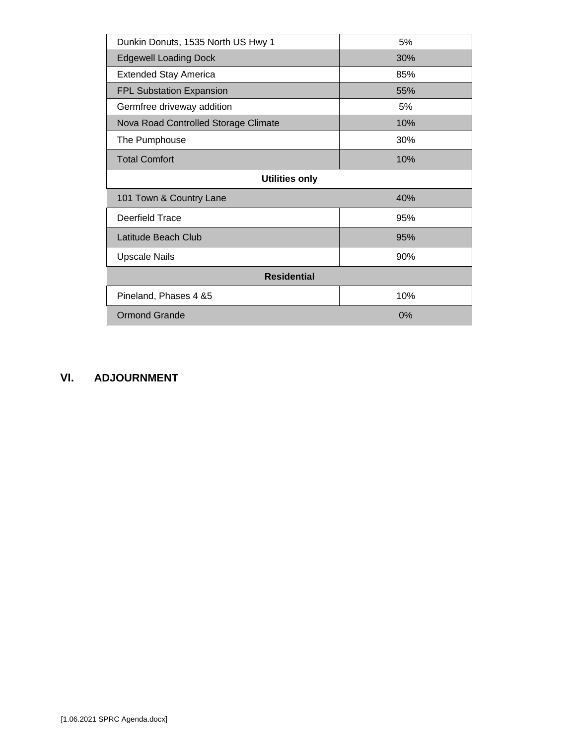| | |
|---|---|
| Dunkin Donuts, 1535 North US Hwy 1 | 5% |
| Edgewell Loading Dock | 30% |
| Extended Stay America | 85% |
| FPL Substation Expansion | 55% |
| Germfree driveway addition | 5% |
| Nova Road Controlled Storage Climate | 10% |
| The Pumphouse | 30% |
| Total Comfort | 10% |
| **Utilities only** | |
| 101 Town & Country Lane | 40% |
| Deerfield Trace | 95% |
| Latitude Beach Club | 95% |
| Upscale Nails | 90% |
| **Residential** | |
| Pineland, Phases 4 &5 | 10% |
| Ormond Grande | 0% |

## VI. ADJOURNMENT

[1.06.2021 SPRC Agenda.docx]